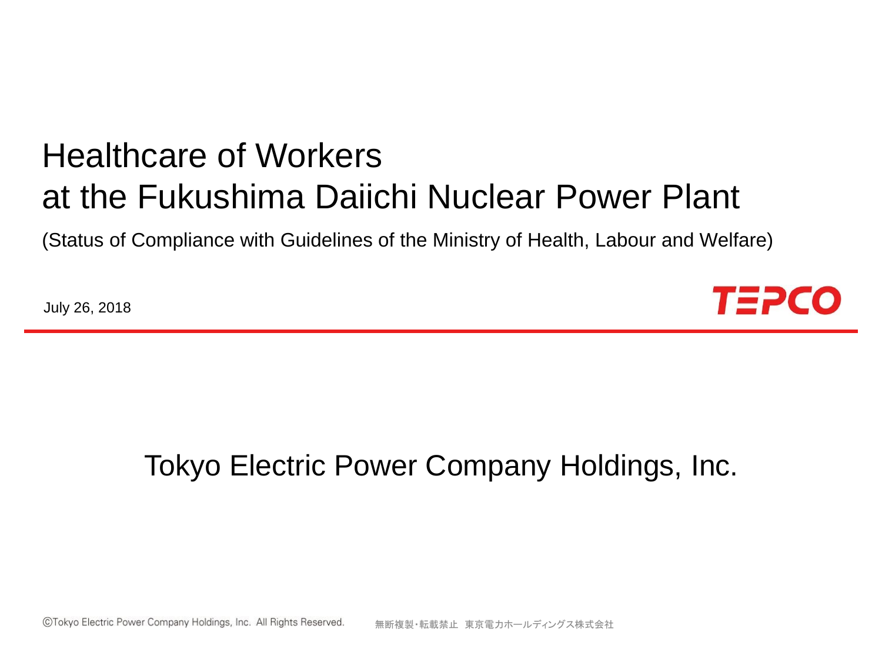# Healthcare of Workers at the Fukushima Daiichi Nuclear Power Plant

(Status of Compliance with Guidelines of the Ministry of Health, Labour and Welfare)

July 26, 2018

TEPCO

Tokyo Electric Power Company Holdings, Inc.

©Tokyo Electric Power Company Holdings, Inc. All Rights Reserved. 無断複製・転載禁止 東京電力ホールディングス株式会社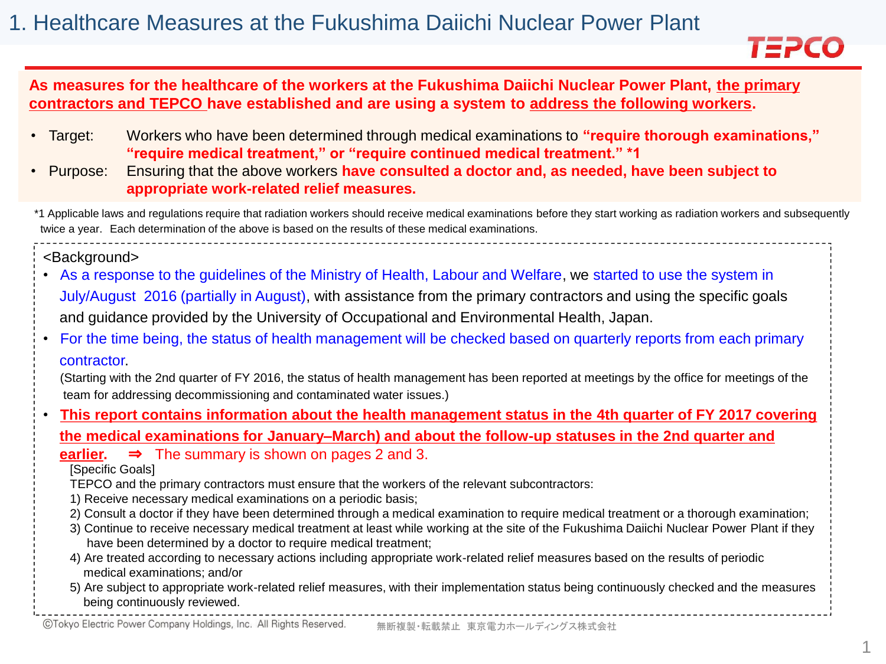# 1. Healthcare Measures at the Fukushima Daiichi Nuclear Power Plant

**As measures for the healthcare of the workers at the Fukushima Daiichi Nuclear Power Plant, the primary contractors and TEPCO have established and are using a system to address the following workers.**

- Target: Workers who have been determined through medical examinations to **"require thorough examinations," "require medical treatment," or "require continued medical treatment." *1**
- Purpose: Ensuring that the above workers **have consulted a doctor and, as needed, have been subject to appropriate work-related relief measures.**

*1 Applicable laws and regulations require that radiation workers should receive medical examinations before they start working as radiation workers and subsequently twice a year. Each determination of the above is based on the results of these medical examinations.

<Background>

- As a response to the guidelines of the Ministry of Health, Labour and Welfare, we started to use the system in July/August 2016 (partially in August), with assistance from the primary contractors and using the specific goals and guidance provided by the University of Occupational and Environmental Health, Japan.
- For the time being, the status of health management will be checked based on quarterly reports from each primary contractor.
  (Starting with the 2nd quarter of FY 2016, the status of health management has been reported at meetings by the office for meetings of the team for addressing decommissioning and contaminated water issues.)
- **This report contains information about the health management status in the 4th quarter of FY 2017 covering the medical examinations for January–March) and about the follow-up statuses in the 2nd quarter and earlier.** ⇒ The summary is shown on pages 2 and 3.

[Specific Goals]

TEPCO and the primary contractors must ensure that the workers of the relevant subcontractors:

1) Receive necessary medical examinations on a periodic basis;
2) Consult a doctor if they have been determined through a medical examination to require medical treatment or a thorough examination;
3) Continue to receive necessary medical treatment at least while working at the site of the Fukushima Daiichi Nuclear Power Plant if they have been determined by a doctor to require medical treatment;
4) Are treated according to necessary actions including appropriate work-related relief measures based on the results of periodic medical examinations; and/or
5) Are subject to appropriate work-related relief measures, with their implementation status being continuously checked and the measures being continuously reviewed.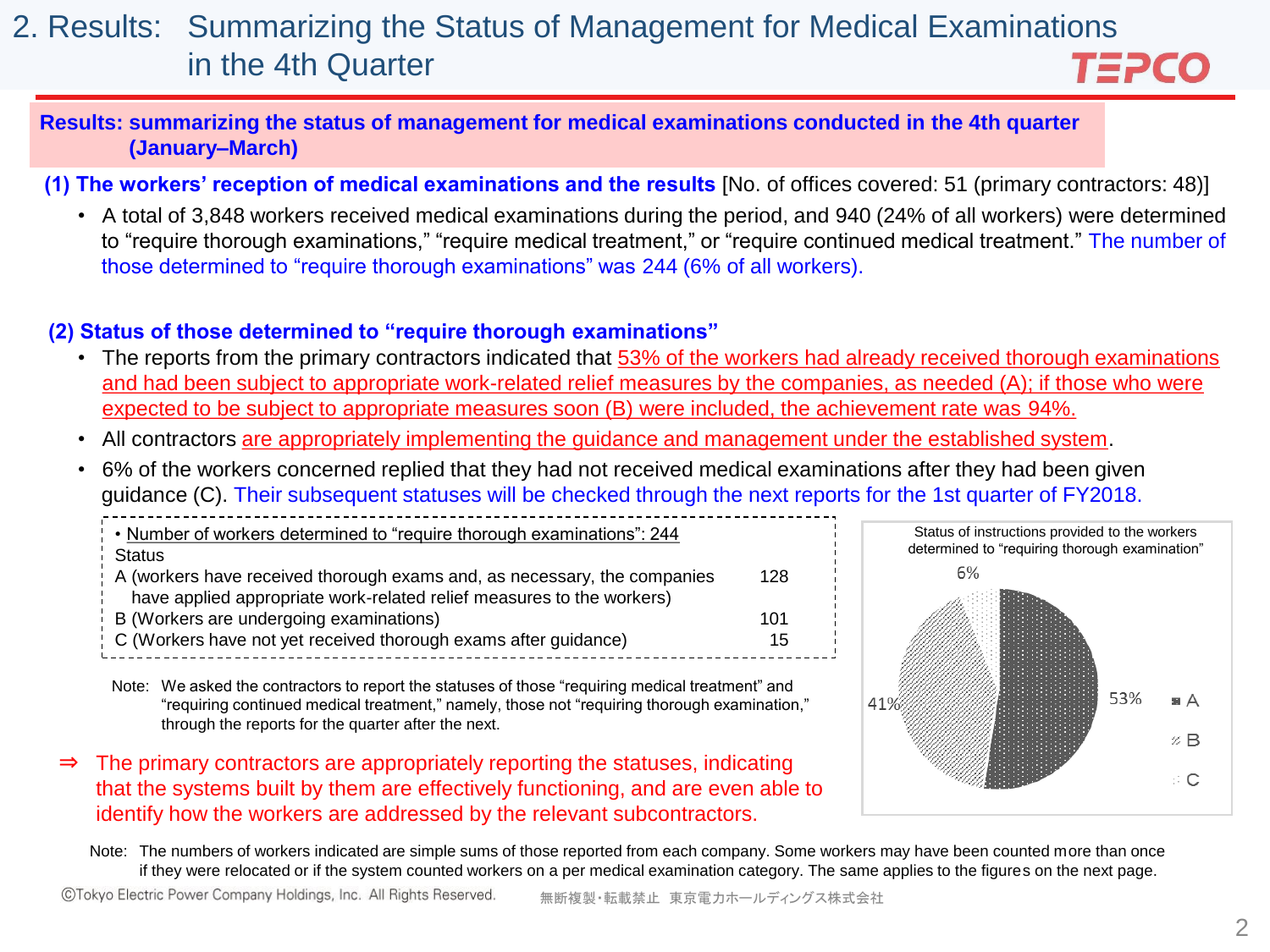# 2. Results: Summarizing the Status of Management for Medical Examinations in the 4th Quarter

**Results: summarizing the status of management for medical examinations conducted in the 4th quarter (January–March)**

**(1) The workers' reception of medical examinations and the results** [No. of offices covered: 51 (primary contractors: 48)]

- A total of 3,848 workers received medical examinations during the period, and 940 (24% of all workers) were determined to "require thorough examinations," "require medical treatment," or "require continued medical treatment." The number of those determined to "require thorough examinations" was 244 (6% of all workers).

**(2) Status of those determined to "require thorough examinations"**

- The reports from the primary contractors indicated that 53% of the workers had already received thorough examinations and had been subject to appropriate work-related relief measures by the companies, as needed (A); if those who were expected to be subject to appropriate measures soon (B) were included, the achievement rate was 94%.
- All contractors are appropriately implementing the guidance and management under the established system.
- 6% of the workers concerned replied that they had not received medical examinations after they had been given guidance (C). Their subsequent statuses will be checked through the next reports for the 1st quarter of FY2018.

• Number of workers determined to "require thorough examinations": 244

| Status | |
|---|---|
| A (workers have received thorough exams and, as necessary, the companies have applied appropriate work-related relief measures to the workers) | 128 |
| B (Workers are undergoing examinations) | 101 |
| C (Workers have not yet received thorough exams after guidance) | 15 |

Status of instructions provided to the workers determined to "requiring thorough examination"

| | |
|---|---|
| A | 53% |
| B | 41% |
| C | 6% |

Note: We asked the contractors to report the statuses of those "requiring medical treatment" and "requiring continued medical treatment," namely, those not "requiring thorough examination," through the reports for the quarter after the next.

⇒ The primary contractors are appropriately reporting the statuses, indicating that the systems built by them are effectively functioning, and are even able to identify how the workers are addressed by the relevant subcontractors.

Note: The numbers of workers indicated are simple sums of those reported from each company. Some workers may have been counted more than once if they were relocated or if the system counted workers on a per medical examination category. The same applies to the figures on the next page.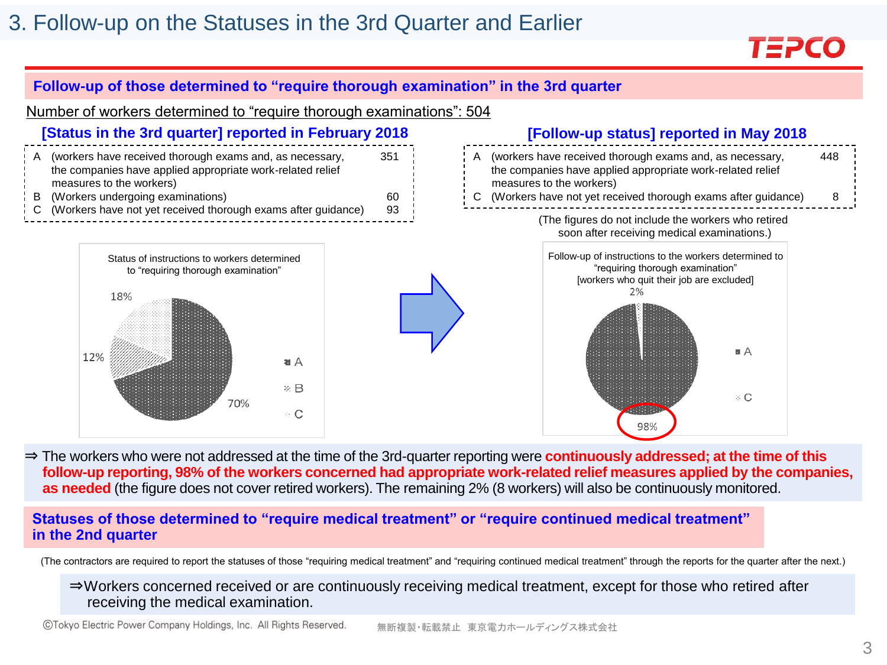# 3. Follow-up on the Statuses in the 3rd Quarter and Earlier

## Follow-up of those determined to "require thorough examination" in the 3rd quarter

Number of workers determined to "require thorough examinations": 504

**[Status in the 3rd quarter] reported in February 2018**

| | | |
|---|---|---|
| A | (workers have received thorough exams and, as necessary, the companies have applied appropriate work-related relief measures to the workers) | 351 |
| B | (Workers undergoing examinations) | 60 |
| C | (Workers have not yet received thorough exams after guidance) | 93 |

Status of instructions to workers determined to "requiring thorough examination"

18%
12%
70%
A
B
C

**[Follow-up status] reported in May 2018**

| | | |
|---|---|---|
| A | (workers have received thorough exams and, as necessary, the companies have applied appropriate work-related relief measures to the workers) | 448 |
| C | (Workers have not yet received thorough exams after guidance) | 8 |

(The figures do not include the workers who retired soon after receiving medical examinations.)

Follow-up of instructions to the workers determined to "requiring thorough examination" [workers who quit their job are excluded]

2%
98%
A
C

⇒ The workers who were not addressed at the time of the 3rd-quarter reporting were **continuously addressed; at the time of this follow-up reporting, 98% of the workers concerned had appropriate work-related relief measures applied by the companies, as needed** (the figure does not cover retired workers). The remaining 2% (8 workers) will also be continuously monitored.

## Statuses of those determined to "require medical treatment" or "require continued medical treatment" in the 2nd quarter

(The contractors are required to report the statuses of those "requiring medical treatment" and "requiring continued medical treatment" through the reports for the quarter after the next.)

⇒Workers concerned received or are continuously receiving medical treatment, except for those who retired after receiving the medical examination.